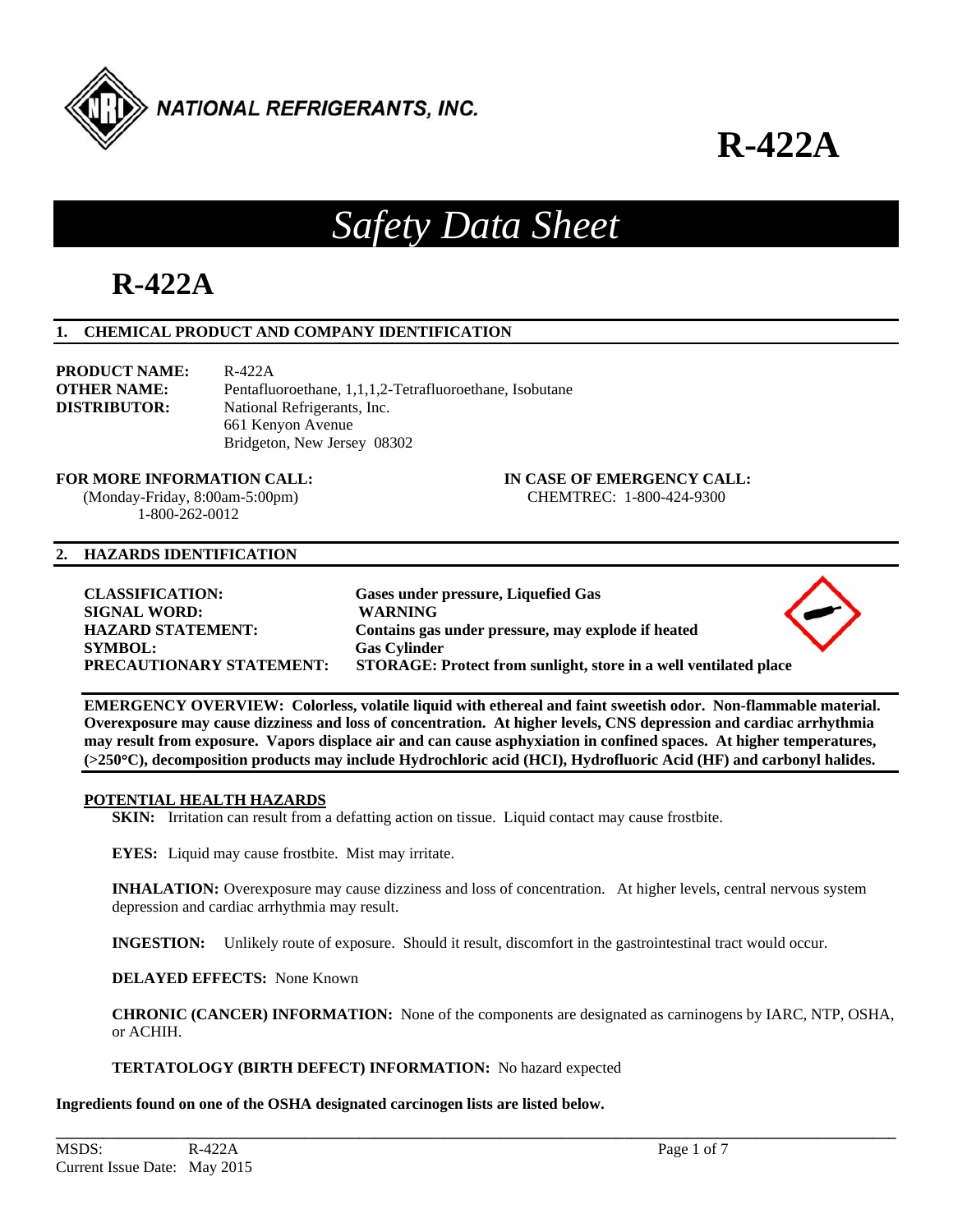NATIONAL REFRIGERANTS, INC.

# R-422A

# *Safety Data Sheet*

# R-422A

## 1. CHEMICAL PRODUCT AND COMPANY IDENTIFICATION

**PRODUCT NAME:** R-422A
**OTHER NAME:** Pentafluoroethane, 1,1,1,2-Tetrafluoroethane, Isobutane
**DISTRIBUTOR:** National Refrigerants, Inc.
661 Kenyon Avenue
Bridgeton, New Jersey 08302

**FOR MORE INFORMATION CALL:**
(Monday-Friday, 8:00am-5:00pm)
1-800-262-0012

**IN CASE OF EMERGENCY CALL:**
CHEMTREC: 1-800-424-9300

## 2. HAZARDS IDENTIFICATION

**CLASSIFICATION:** **Gases under pressure, Liquefied Gas**
**SIGNAL WORD:** **WARNING**
**HAZARD STATEMENT:** **Contains gas under pressure, may explode if heated**
**SYMBOL:** **Gas Cylinder**
**PRECAUTIONARY STATEMENT:** **STORAGE: Protect from sunlight, store in a well ventilated place**

**EMERGENCY OVERVIEW: Colorless, volatile liquid with ethereal and faint sweetish odor. Non-flammable material. Overexposure may cause dizziness and loss of concentration. At higher levels, CNS depression and cardiac arrhythmia may result from exposure. Vapors displace air and can cause asphyxiation in confined spaces. At higher temperatures, (>250°C), decomposition products may include Hydrochloric acid (HCI), Hydrofluoric Acid (HF) and carbonyl halides.**

**POTENTIAL HEALTH HAZARDS**

**SKIN:** Irritation can result from a defatting action on tissue. Liquid contact may cause frostbite.

**EYES:** Liquid may cause frostbite. Mist may irritate.

**INHALATION:** Overexposure may cause dizziness and loss of concentration. At higher levels, central nervous system depression and cardiac arrhythmia may result.

**INGESTION:** Unlikely route of exposure. Should it result, discomfort in the gastrointestinal tract would occur.

**DELAYED EFFECTS:** None Known

**CHRONIC (CANCER) INFORMATION:** None of the components are designated as carninogens by IARC, NTP, OSHA, or ACHIH.

**TERTATOLOGY (BIRTH DEFECT) INFORMATION:** No hazard expected

**Ingredients found on one of the OSHA designated carcinogen lists are listed below.**

MSDS: R-422A
Current Issue Date: May 2015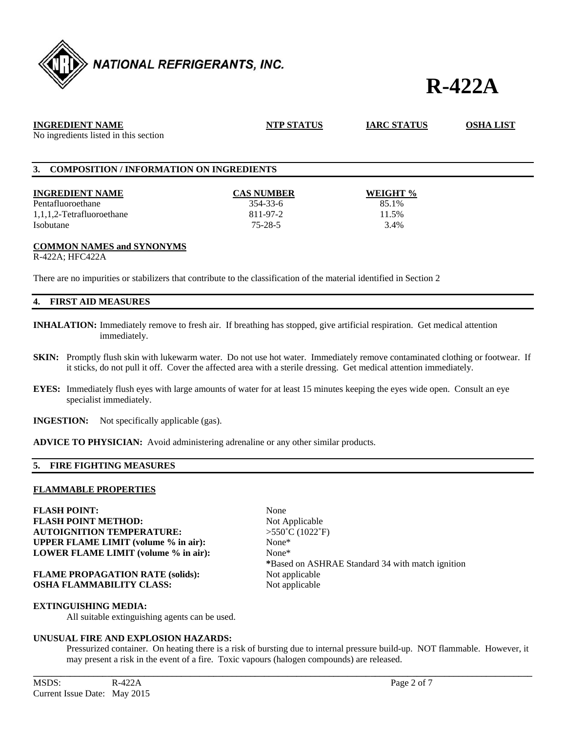**NATIONAL REFRIGERANTS, INC.**

# R-422A

| INGREDIENT NAME | NTP STATUS | IARC STATUS | OSHA LIST |
|---|---|---|---|
| No ingredients listed in this section | | | |

## 3. COMPOSITION / INFORMATION ON INGREDIENTS

| INGREDIENT NAME | CAS NUMBER | WEIGHT % |
|---|---|---|
| Pentafluoroethane | 354-33-6 | 85.1% |
| 1,1,1,2-Tetrafluoroethane | 811-97-2 | 11.5% |
| Isobutane | 75-28-5 | 3.4% |

**COMMON NAMES and SYNONYMS**
R-422A; HFC422A

There are no impurities or stabilizers that contribute to the classification of the material identified in Section 2

## 4. FIRST AID MEASURES

**INHALATION:** Immediately remove to fresh air. If breathing has stopped, give artificial respiration. Get medical attention immediately.

**SKIN:** Promptly flush skin with lukewarm water. Do not use hot water. Immediately remove contaminated clothing or footwear. If it sticks, do not pull it off. Cover the affected area with a sterile dressing. Get medical attention immediately.

**EYES:** Immediately flush eyes with large amounts of water for at least 15 minutes keeping the eyes wide open. Consult an eye specialist immediately.

**INGESTION:** Not specifically applicable (gas).

**ADVICE TO PHYSICIAN:** Avoid administering adrenaline or any other similar products.

## 5. FIRE FIGHTING MEASURES

**FLAMMABLE PROPERTIES**

| | |
|---|---|
| **FLASH POINT:** | None |
| **FLASH POINT METHOD:** | Not Applicable |
| **AUTOIGNITION TEMPERATURE:** | >550˚C (1022˚F) |
| **UPPER FLAME LIMIT (volume % in air):** | None* |
| **LOWER FLAME LIMIT (volume % in air):** | None* |
| | *Based on ASHRAE Standard 34 with match ignition |
| **FLAME PROPAGATION RATE (solids):** | Not applicable |
| **OSHA FLAMMABILITY CLASS:** | Not applicable |

**EXTINGUISHING MEDIA:**
All suitable extinguishing agents can be used.

**UNUSUAL FIRE AND EXPLOSION HAZARDS:**
Pressurized container. On heating there is a risk of bursting due to internal pressure build-up. NOT flammable. However, it may present a risk in the event of a fire. Toxic vapours (halogen compounds) are released.

MSDS: R-422A
Current Issue Date: May 2015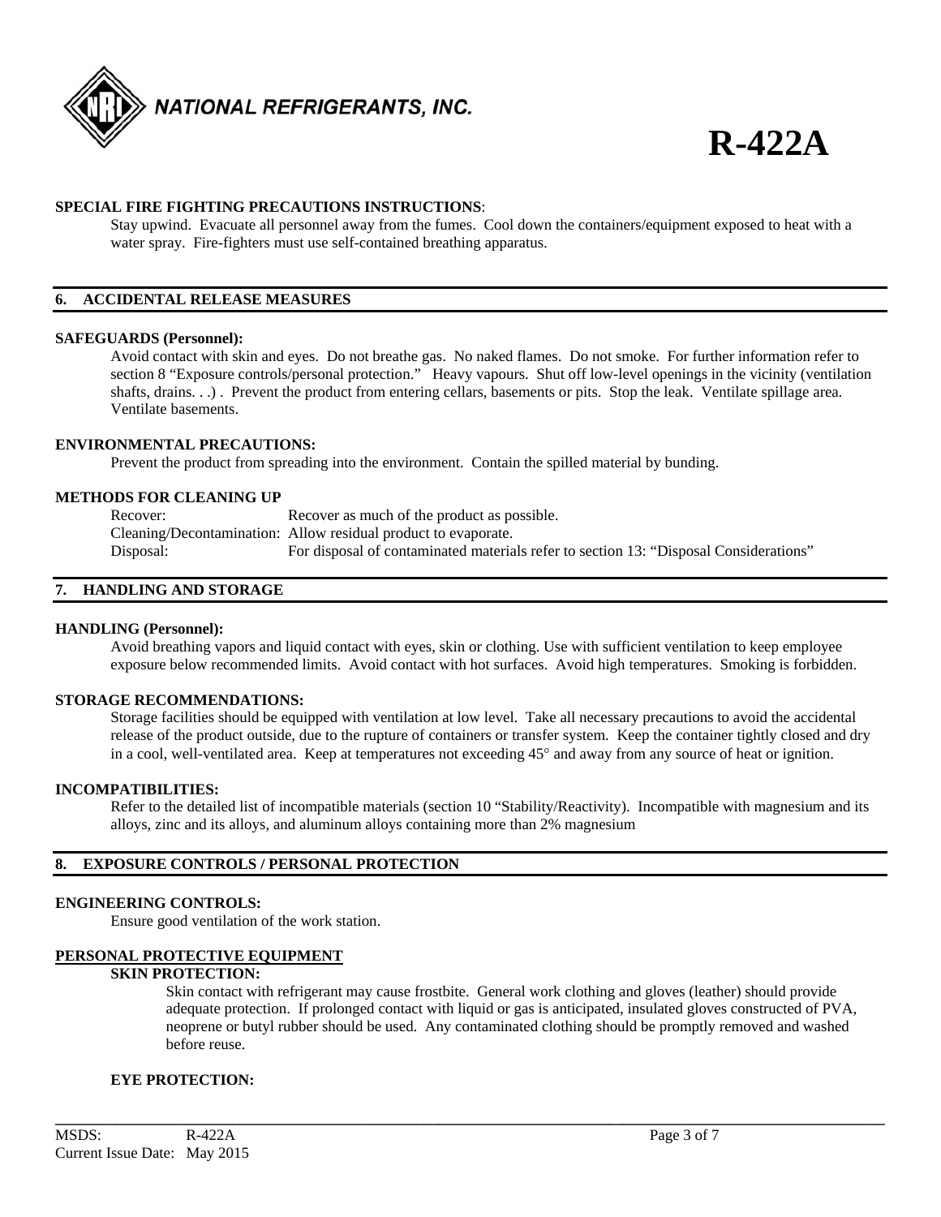**SPECIAL FIRE FIGHTING PRECAUTIONS INSTRUCTIONS**:

Stay upwind. Evacuate all personnel away from the fumes. Cool down the containers/equipment exposed to heat with a water spray. Fire-fighters must use self-contained breathing apparatus.

## 6. ACCIDENTAL RELEASE MEASURES

**SAFEGUARDS (Personnel):**

Avoid contact with skin and eyes. Do not breathe gas. No naked flames. Do not smoke. For further information refer to section 8 "Exposure controls/personal protection." Heavy vapours. Shut off low-level openings in the vicinity (ventilation shafts, drains. . .) . Prevent the product from entering cellars, basements or pits. Stop the leak. Ventilate spillage area. Ventilate basements.

**ENVIRONMENTAL PRECAUTIONS:**

Prevent the product from spreading into the environment. Contain the spilled material by bunding.

**METHODS FOR CLEANING UP**

| | |
|---|---|
| Recover: | Recover as much of the product as possible. |
| Cleaning/Decontamination: | Allow residual product to evaporate. |
| Disposal: | For disposal of contaminated materials refer to section 13: "Disposal Considerations" |

## 7. HANDLING AND STORAGE

**HANDLING (Personnel):**

Avoid breathing vapors and liquid contact with eyes, skin or clothing. Use with sufficient ventilation to keep employee exposure below recommended limits. Avoid contact with hot surfaces. Avoid high temperatures. Smoking is forbidden.

**STORAGE RECOMMENDATIONS:**

Storage facilities should be equipped with ventilation at low level. Take all necessary precautions to avoid the accidental release of the product outside, due to the rupture of containers or transfer system. Keep the container tightly closed and dry in a cool, well-ventilated area. Keep at temperatures not exceeding 45° and away from any source of heat or ignition.

**INCOMPATIBILITIES:**

Refer to the detailed list of incompatible materials (section 10 "Stability/Reactivity). Incompatible with magnesium and its alloys, zinc and its alloys, and aluminum alloys containing more than 2% magnesium

## 8. EXPOSURE CONTROLS / PERSONAL PROTECTION

**ENGINEERING CONTROLS:**

Ensure good ventilation of the work station.

**PERSONAL PROTECTIVE EQUIPMENT**

**SKIN PROTECTION:**

Skin contact with refrigerant may cause frostbite. General work clothing and gloves (leather) should provide adequate protection. If prolonged contact with liquid or gas is anticipated, insulated gloves constructed of PVA, neoprene or butyl rubber should be used. Any contaminated clothing should be promptly removed and washed before reuse.

**EYE PROTECTION:**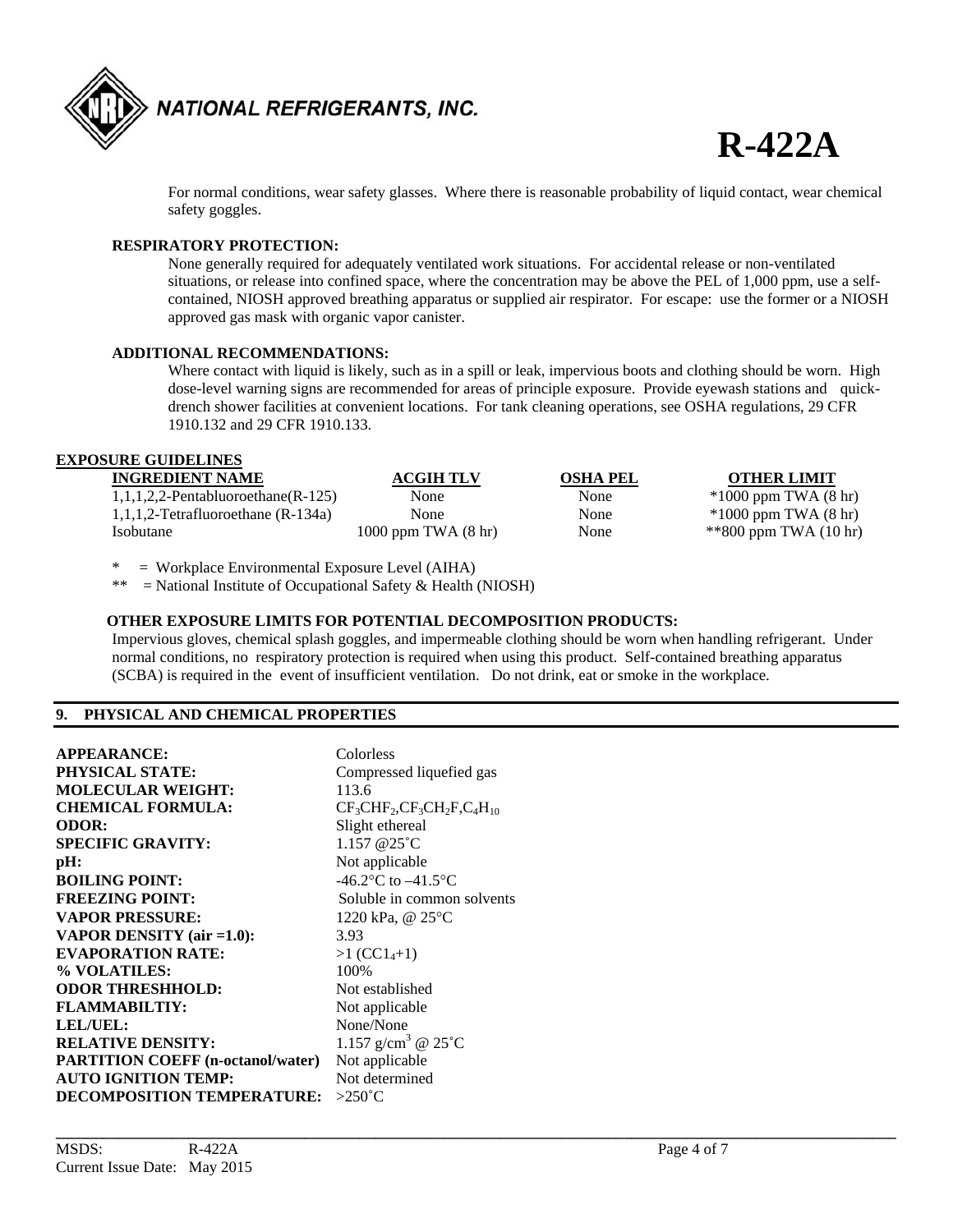For normal conditions, wear safety glasses. Where there is reasonable probability of liquid contact, wear chemical safety goggles.

**RESPIRATORY PROTECTION:**

None generally required for adequately ventilated work situations. For accidental release or non-ventilated situations, or release into confined space, where the concentration may be above the PEL of 1,000 ppm, use a self-contained, NIOSH approved breathing apparatus or supplied air respirator. For escape: use the former or a NIOSH approved gas mask with organic vapor canister.

**ADDITIONAL RECOMMENDATIONS:**

Where contact with liquid is likely, such as in a spill or leak, impervious boots and clothing should be worn. High dose-level warning signs are recommended for areas of principle exposure. Provide eyewash stations and quick-drench shower facilities at convenient locations. For tank cleaning operations, see OSHA regulations, 29 CFR 1910.132 and 29 CFR 1910.133.

**EXPOSURE GUIDELINES**

| INGREDIENT NAME | ACGIH TLV | OSHA PEL | OTHER LIMIT |
|---|---|---|---|
| 1,1,1,2,2-Pentabluoroethane(R-125) | None | None | *1000 ppm TWA (8 hr) |
| 1,1,1,2-Tetrafluoroethane (R-134a) | None | None | *1000 ppm TWA (8 hr) |
| Isobutane | 1000 ppm TWA (8 hr) | None | **800 ppm TWA (10 hr) |

\* = Workplace Environmental Exposure Level (AIHA)

** = National Institute of Occupational Safety & Health (NIOSH)

**OTHER EXPOSURE LIMITS FOR POTENTIAL DECOMPOSITION PRODUCTS:**

Impervious gloves, chemical splash goggles, and impermeable clothing should be worn when handling refrigerant. Under normal conditions, no respiratory protection is required when using this product. Self-contained breathing apparatus (SCBA) is required in the event of insufficient ventilation. Do not drink, eat or smoke in the workplace.

## 9. PHYSICAL AND CHEMICAL PROPERTIES

| | |
|---|---|
| **APPEARANCE:** | Colorless |
| **PHYSICAL STATE:** | Compressed liquefied gas |
| **MOLECULAR WEIGHT:** | 113.6 |
| **CHEMICAL FORMULA:** | $CF_3CHF_2$,$CF_3CH_2F$,$C_4H_{10}$ |
| **ODOR:** | Slight ethereal |
| **SPECIFIC GRAVITY:** | 1.157 @25˚C |
| **pH:** | Not applicable |
| **BOILING POINT:** | -46.2°C to –41.5°C |
| **FREEZING POINT:** | Soluble in common solvents |
| **VAPOR PRESSURE:** | 1220 kPa, @ 25°C |
| **VAPOR DENSITY (air =1.0):** | 3.93 |
| **EVAPORATION RATE:** | >1 ($CC1_4$+1) |
| **% VOLATILES:** | 100% |
| **ODOR THRESHHOLD:** | Not established |
| **FLAMMABILTIY:** | Not applicable |
| **LEL/UEL:** | None/None |
| **RELATIVE DENSITY:** | 1.157 g/cm$^3$ @ 25˚C |
| **PARTITION COEFF (n-octanol/water)** | Not applicable |
| **AUTO IGNITION TEMP:** | Not determined |
| **DECOMPOSITION TEMPERATURE:** | >250˚C |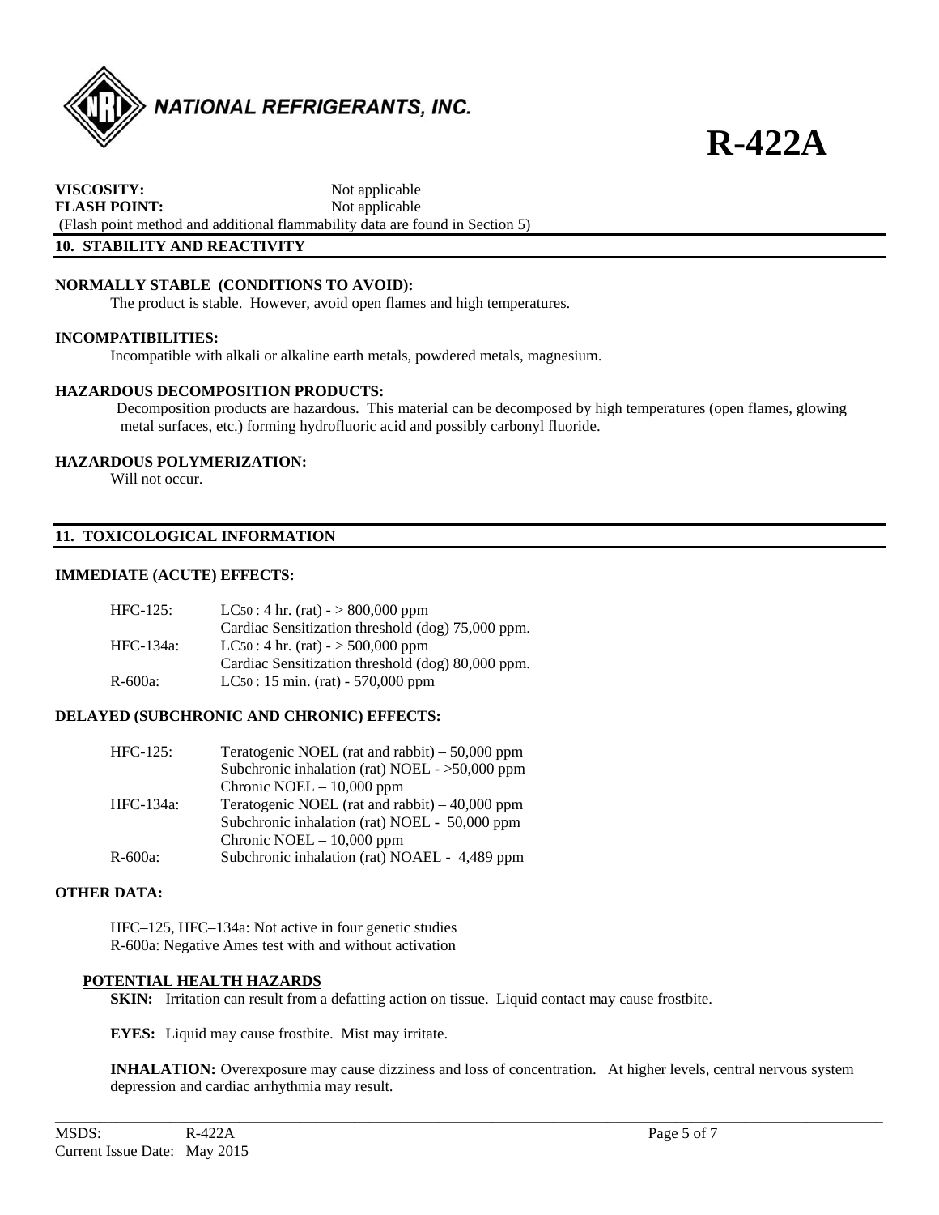**VISCOSITY:** Not applicable
**FLASH POINT:** Not applicable
(Flash point method and additional flammability data are found in Section 5)

## 10. STABILITY AND REACTIVITY

**NORMALLY STABLE (CONDITIONS TO AVOID):**
The product is stable. However, avoid open flames and high temperatures.

**INCOMPATIBILITIES:**
Incompatible with alkali or alkaline earth metals, powdered metals, magnesium.

**HAZARDOUS DECOMPOSITION PRODUCTS:**
Decomposition products are hazardous. This material can be decomposed by high temperatures (open flames, glowing metal surfaces, etc.) forming hydrofluoric acid and possibly carbonyl fluoride.

**HAZARDOUS POLYMERIZATION:**
Will not occur.

## 11. TOXICOLOGICAL INFORMATION

**IMMEDIATE (ACUTE) EFFECTS:**

| | |
|---|---|
| HFC-125: | $LC_{50}$ : 4 hr. (rat) - > 800,000 ppm |
| | Cardiac Sensitization threshold (dog) 75,000 ppm. |
| HFC-134a: | $LC_{50}$ : 4 hr. (rat) - > 500,000 ppm |
| | Cardiac Sensitization threshold (dog) 80,000 ppm. |
| R-600a: | $LC_{50}$ : 15 min. (rat) - 570,000 ppm |

**DELAYED (SUBCHRONIC AND CHRONIC) EFFECTS:**

| | |
|---|---|
| HFC-125: | Teratogenic NOEL (rat and rabbit) – 50,000 ppm |
| | Subchronic inhalation (rat) NOEL - >50,000 ppm |
| | Chronic NOEL – 10,000 ppm |
| HFC-134a: | Teratogenic NOEL (rat and rabbit) – 40,000 ppm |
| | Subchronic inhalation (rat) NOEL - 50,000 ppm |
| | Chronic NOEL – 10,000 ppm |
| R-600a: | Subchronic inhalation (rat) NOAEL - 4,489 ppm |

**OTHER DATA:**

HFC–125, HFC–134a: Not active in four genetic studies
R-600a: Negative Ames test with and without activation

**POTENTIAL HEALTH HAZARDS**

**SKIN:** Irritation can result from a defatting action on tissue. Liquid contact may cause frostbite.

**EYES:** Liquid may cause frostbite. Mist may irritate.

**INHALATION:** Overexposure may cause dizziness and loss of concentration. At higher levels, central nervous system depression and cardiac arrhythmia may result.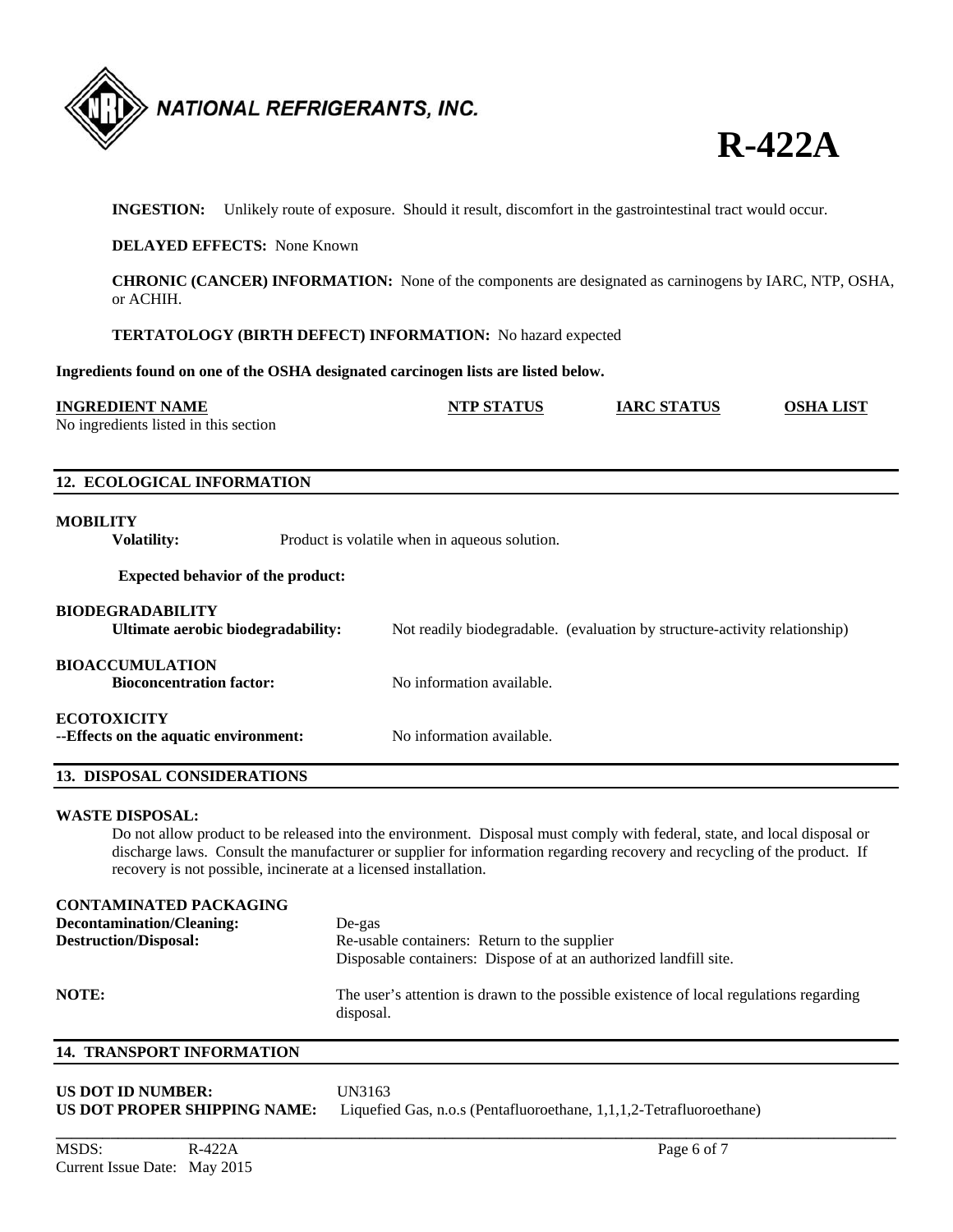**INGESTION:** Unlikely route of exposure. Should it result, discomfort in the gastrointestinal tract would occur.

**DELAYED EFFECTS:** None Known

**CHRONIC (CANCER) INFORMATION:** None of the components are designated as carninogens by IARC, NTP, OSHA, or ACHIH.

**TERTATOLOGY (BIRTH DEFECT) INFORMATION:** No hazard expected

**Ingredients found on one of the OSHA designated carcinogen lists are listed below.**

| INGREDIENT NAME | NTP STATUS | IARC STATUS | OSHA LIST |
|---|---|---|---|
| No ingredients listed in this section | | | |

## 12. ECOLOGICAL INFORMATION

**MOBILITY**

**Volatility:** Product is volatile when in aqueous solution.

**Expected behavior of the product:**

**BIODEGRADABILITY**

**Ultimate aerobic biodegradability:** Not readily biodegradable. (evaluation by structure-activity relationship)

**BIOACCUMULATION**

**Bioconcentration factor:** No information available.

**ECOTOXICITY**

**--Effects on the aquatic environment:** No information available.

## 13. DISPOSAL CONSIDERATIONS

**WASTE DISPOSAL:**

Do not allow product to be released into the environment. Disposal must comply with federal, state, and local disposal or discharge laws. Consult the manufacturer or supplier for information regarding recovery and recycling of the product. If recovery is not possible, incinerate at a licensed installation.

**CONTAMINATED PACKAGING**

**Decontamination/Cleaning:** De-gas

**Destruction/Disposal:** Re-usable containers: Return to the supplier
Disposable containers: Dispose of at an authorized landfill site.

**NOTE:** The user's attention is drawn to the possible existence of local regulations regarding disposal.

## 14. TRANSPORT INFORMATION

**US DOT ID NUMBER:** UN3163

**US DOT PROPER SHIPPING NAME:** Liquefied Gas, n.o.s (Pentafluoroethane, 1,1,1,2-Tetrafluoroethane)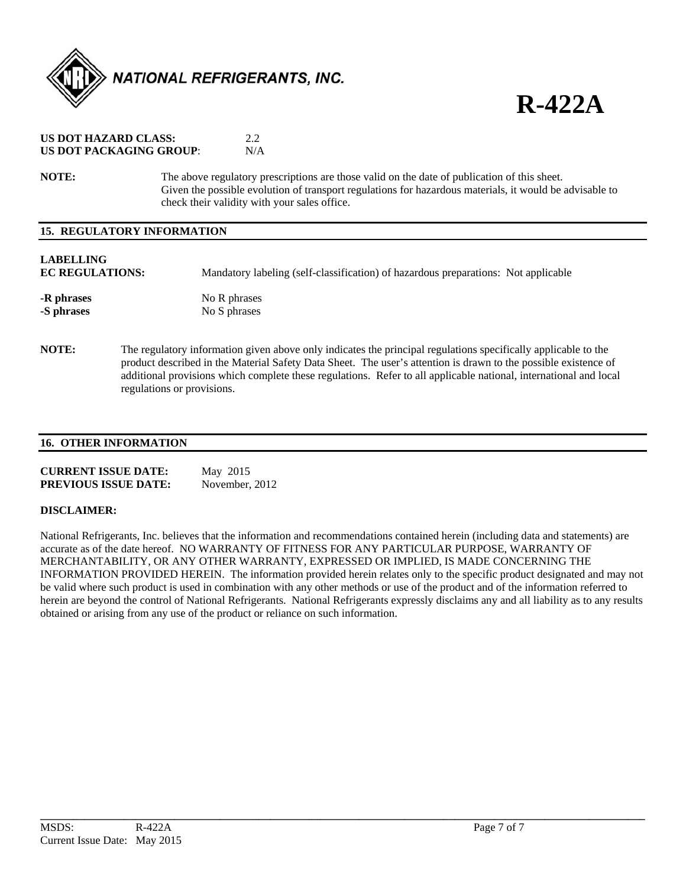**US DOT HAZARD CLASS:** 2.2
**US DOT PACKAGING GROUP**: N/A

**NOTE:** The above regulatory prescriptions are those valid on the date of publication of this sheet. Given the possible evolution of transport regulations for hazardous materials, it would be advisable to check their validity with your sales office.

## 15. REGULATORY INFORMATION

**LABELLING EC REGULATIONS:** Mandatory labeling (self-classification) of hazardous preparations: Not applicable

**-R phrases** No R phrases
**-S phrases** No S phrases

**NOTE:** The regulatory information given above only indicates the principal regulations specifically applicable to the product described in the Material Safety Data Sheet. The user's attention is drawn to the possible existence of additional provisions which complete these regulations. Refer to all applicable national, international and local regulations or provisions.

## 16. OTHER INFORMATION

**CURRENT ISSUE DATE:** May 2015
**PREVIOUS ISSUE DATE:** November, 2012

**DISCLAIMER:**

National Refrigerants, Inc. believes that the information and recommendations contained herein (including data and statements) are accurate as of the date hereof. NO WARRANTY OF FITNESS FOR ANY PARTICULAR PURPOSE, WARRANTY OF MERCHANTABILITY, OR ANY OTHER WARRANTY, EXPRESSED OR IMPLIED, IS MADE CONCERNING THE INFORMATION PROVIDED HEREIN. The information provided herein relates only to the specific product designated and may not be valid where such product is used in combination with any other methods or use of the product and of the information referred to herein are beyond the control of National Refrigerants. National Refrigerants expressly disclaims any and all liability as to any results obtained or arising from any use of the product or reliance on such information.